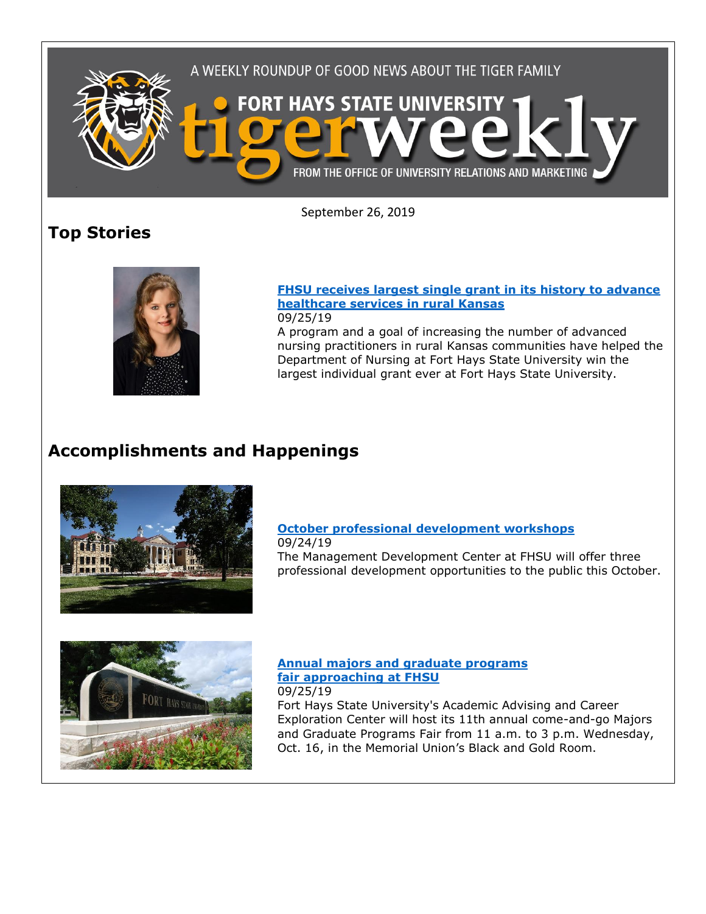A WEEKLY ROUNDUP OF GOOD NEWS ABOUT THE TIGER FAMILY

FORT HAYS STATE UNIVERSITY tigerweekly

FROM THE OFFICE OF UNIVERSITY RELATIONS AND MARKETING

September 26, 2019

## Top Stories

**FHSU receives largest single grant in its history to advance healthcare services in rural Kansas**
09/25/19
A program and a goal of increasing the number of advanced nursing practitioners in rural Kansas communities have helped the Department of Nursing at Fort Hays State University win the largest individual grant ever at Fort Hays State University.

## Accomplishments and Happenings

**October professional development workshops**
09/24/19
The Management Development Center at FHSU will offer three professional development opportunities to the public this October.

**Annual majors and graduate programs fair approaching at FHSU**
09/25/19
Fort Hays State University's Academic Advising and Career Exploration Center will host its 11th annual come-and-go Majors and Graduate Programs Fair from 11 a.m. to 3 p.m. Wednesday, Oct. 16, in the Memorial Union's Black and Gold Room.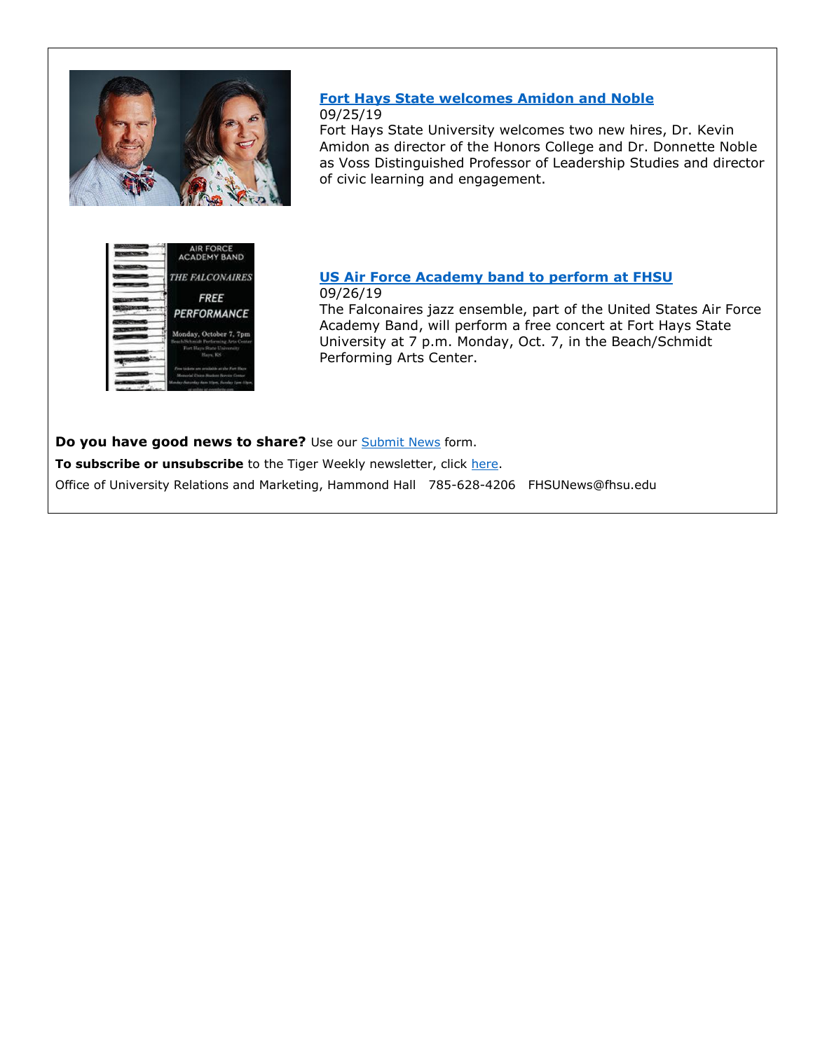**[Fort Hays State welcomes Amidon and Noble](#)**
09/25/19
Fort Hays State University welcomes two new hires, Dr. Kevin Amidon as director of the Honors College and Dr. Donnette Noble as Voss Distinguished Professor of Leadership Studies and director of civic learning and engagement.

**[US Air Force Academy band to perform at FHSU](#)**
09/26/19
The Falconaires jazz ensemble, part of the United States Air Force Academy Band, will perform a free concert at Fort Hays State University at 7 p.m. Monday, Oct. 7, in the Beach/Schmidt Performing Arts Center.

**Do you have good news to share?** Use our [Submit News](#) form.

**To subscribe or unsubscribe** to the Tiger Weekly newsletter, click [here](#).

Office of University Relations and Marketing, Hammond Hall 785-628-4206 FHSUNews@fhsu.edu